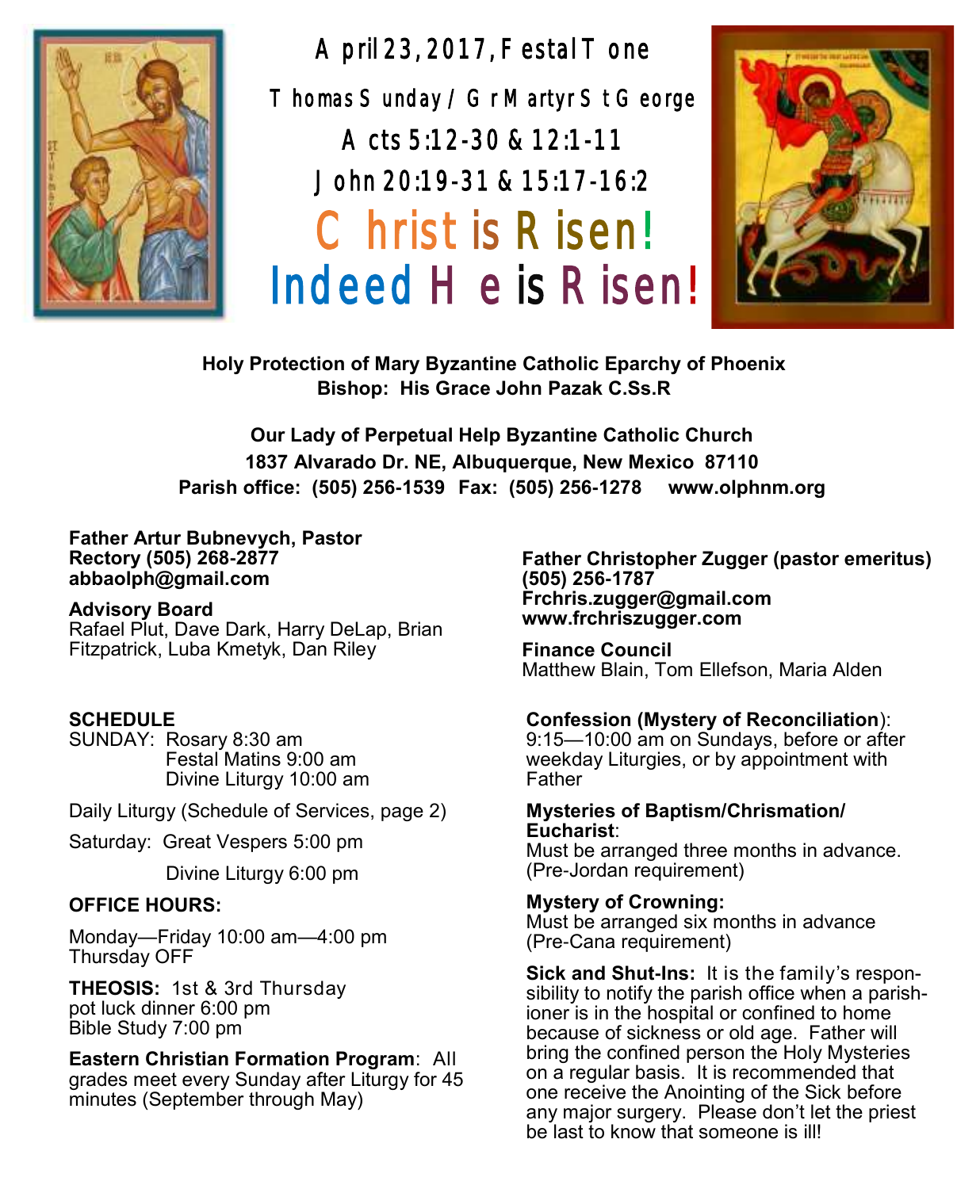# April 23, 2017, Festal Tone

## Thomas Sunday / Gr Martyr St George

Acts 5:12-30 & 12:1-11

John 20:19-31 & 15:17-16:2

# Christ is Risen!
# Indeed He is Risen!

**Holy Protection of Mary Byzantine Catholic Eparchy of Phoenix**
**Bishop: His Grace John Pazak C.Ss.R**

**Our Lady of Perpetual Help Byzantine Catholic Church**
**1837 Alvarado Dr. NE, Albuquerque, New Mexico 87110**
**Parish office: (505) 256-1539 Fax: (505) 256-1278 www.olphnm.org**

**Father Artur Bubnevych, Pastor**
**Rectory (505) 268-2877**
**abbaolph@gmail.com**

**Advisory Board**
Rafael Plut, Dave Dark, Harry DeLap, Brian Fitzpatrick, Luba Kmetyk, Dan Riley

**SCHEDULE**
SUNDAY: Rosary 8:30 am
Festal Matins 9:00 am
Divine Liturgy 10:00 am

Daily Liturgy (Schedule of Services, page 2)

Saturday: Great Vespers 5:00 pm
Divine Liturgy 6:00 pm

**OFFICE HOURS:**

Monday—Friday 10:00 am—4:00 pm
Thursday OFF

**THEOSIS:** 1st & 3rd Thursday
pot luck dinner 6:00 pm
Bible Study 7:00 pm

**Eastern Christian Formation Program**: All grades meet every Sunday after Liturgy for 45 minutes (September through May)

**Father Christopher Zugger (pastor emeritus)**
**(505) 256-1787**
**Frchris.zugger@gmail.com**
**www.frchriszugger.com**

**Finance Council**
Matthew Blain, Tom Ellefson, Maria Alden

**Confession (Mystery of Reconciliation)**:
9:15—10:00 am on Sundays, before or after weekday Liturgies, or by appointment with Father

**Mysteries of Baptism/Chrismation/ Eucharist**:
Must be arranged three months in advance. (Pre-Jordan requirement)

**Mystery of Crowning:**
Must be arranged six months in advance (Pre-Cana requirement)

**Sick and Shut-Ins:** It is the family's responsibility to notify the parish office when a parishioner is in the hospital or confined to home because of sickness or old age. Father will bring the confined person the Holy Mysteries on a regular basis. It is recommended that one receive the Anointing of the Sick before any major surgery. Please don't let the priest be last to know that someone is ill!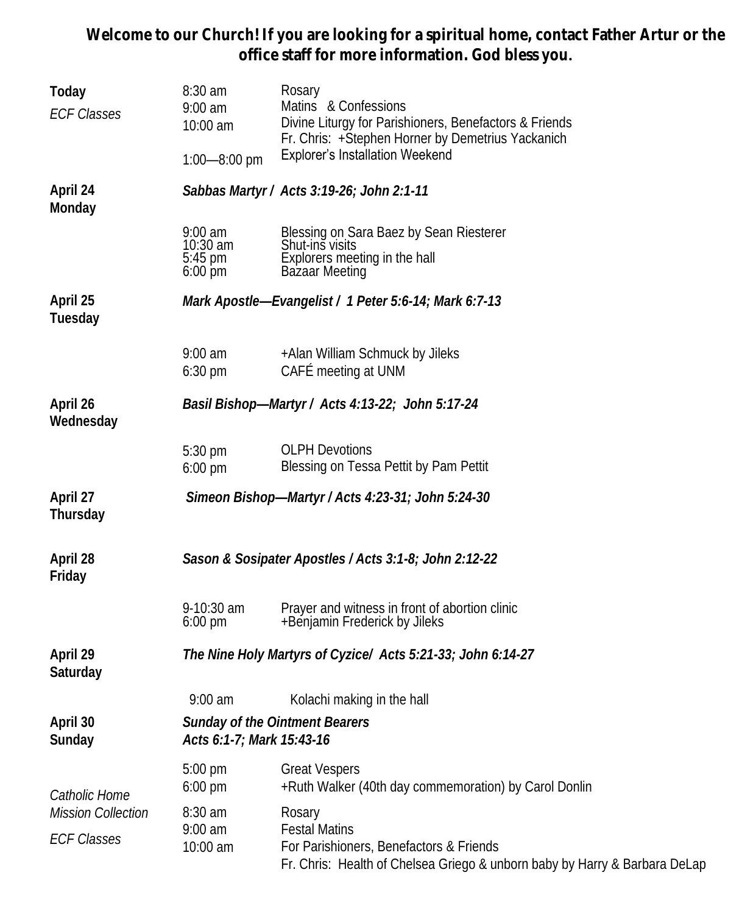**Welcome to our Church! If you are looking for a spiritual home, contact Father Artur or the office staff for more information. God bless you.**

**Today**
*ECF Classes*

| | | |
|---|---|---|
| | 8:30 am | Rosary |
| | 9:00 am | Matins & Confessions |
| | 10:00 am | Divine Liturgy for Parishioners, Benefactors & Friends<br>Fr. Chris: +Stephen Horner by Demetrius Yackanich |
| | 1:00—8:00 pm | Explorer's Installation Weekend |

**April 24 Monday** — *Sabbas Martyr / Acts 3:19-26; John 2:1-11*

| | |
|---|---|
| 9:00 am | Blessing on Sara Baez by Sean Riesterer |
| 10:30 am | Shut-ins visits |
| 5:45 pm | Explorers meeting in the hall |
| 6:00 pm | Bazaar Meeting |

**April 25 Tuesday** — *Mark Apostle—Evangelist / 1 Peter 5:6-14; Mark 6:7-13*

| | |
|---|---|
| 9:00 am | +Alan William Schmuck by Jileks |
| 6:30 pm | CAFÉ meeting at UNM |

**April 26 Wednesday** — *Basil Bishop—Martyr / Acts 4:13-22; John 5:17-24*

| | |
|---|---|
| 5:30 pm | OLPH Devotions |
| 6:00 pm | Blessing on Tessa Pettit by Pam Pettit |

**April 27 Thursday** — *Simeon Bishop—Martyr / Acts 4:23-31; John 5:24-30*

**April 28 Friday** — *Sason & Sosipater Apostles / Acts 3:1-8; John 2:12-22*

| | |
|---|---|
| 9-10:30 am | Prayer and witness in front of abortion clinic |
| 6:00 pm | +Benjamin Frederick by Jileks |

**April 29 Saturday** — *The Nine Holy Martyrs of Cyzice/ Acts 5:21-33; John 6:14-27*

| | |
|---|---|
| 9:00 am | Kolachi making in the hall |

**April 30 Sunday** — *Sunday of the Ointment Bearers*
*Acts 6:1-7; Mark 15:43-16*

*Catholic Home Mission Collection*
*ECF Classes*

| | |
|---|---|
| 5:00 pm | Great Vespers |
| 6:00 pm | +Ruth Walker (40th day commemoration) by Carol Donlin |
| 8:30 am | Rosary |
| 9:00 am | Festal Matins |
| 10:00 am | For Parishioners, Benefactors & Friends<br>Fr. Chris: Health of Chelsea Griego & unborn baby by Harry & Barbara DeLap |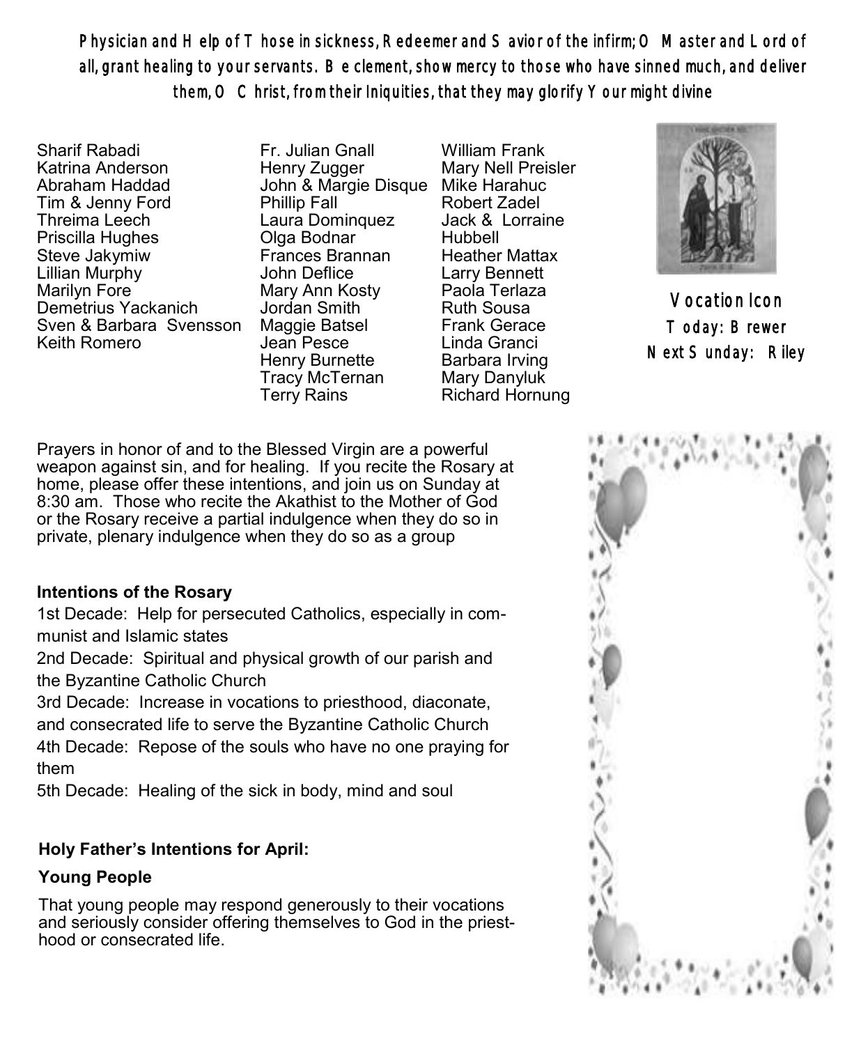Physician and Help of Those in sickness, Redeemer and Savior of the infirm; O Master and Lord of all, grant healing to your servants. Be clement, show mercy to those who have sinned much, and deliver them, O Christ, from their Iniquities, that they may glorify Your might divine

Sharif Rabadi
Katrina Anderson
Abraham Haddad
Tim & Jenny Ford
Threima Leech
Priscilla Hughes
Steve Jakymiw
Lillian Murphy
Marilyn Fore
Demetrius Yackanich
Sven & Barbara Svensson
Keith Romero

Fr. Julian Gnall
Henry Zugger
John & Margie Disque
Phillip Fall
Laura Dominquez
Olga Bodnar
Frances Brannan
John Deflice
Mary Ann Kosty
Jordan Smith
Maggie Batsel
Jean Pesce
Henry Burnette
Tracy McTernan
Terry Rains

William Frank
Mary Nell Preisler
Mike Harahuc
Robert Zadel
Jack & Lorraine Hubbell
Heather Mattax
Larry Bennett
Paola Terlaza
Ruth Sousa
Frank Gerace
Linda Granci
Barbara Irving
Mary Danyluk
Richard Hornung

Vocation Icon
Today: Brewer
Next Sunday: Riley

Prayers in honor of and to the Blessed Virgin are a powerful weapon against sin, and for healing. If you recite the Rosary at home, please offer these intentions, and join us on Sunday at 8:30 am. Those who recite the Akathist to the Mother of God or the Rosary receive a partial indulgence when they do so in private, plenary indulgence when they do so as a group

**Intentions of the Rosary**

1st Decade: Help for persecuted Catholics, especially in communist and Islamic states

2nd Decade: Spiritual and physical growth of our parish and the Byzantine Catholic Church

3rd Decade: Increase in vocations to priesthood, diaconate, and consecrated life to serve the Byzantine Catholic Church

4th Decade: Repose of the souls who have no one praying for them

5th Decade: Healing of the sick in body, mind and soul

**Holy Father's Intentions for April:**

**Young People**

That young people may respond generously to their vocations and seriously consider offering themselves to God in the priesthood or consecrated life.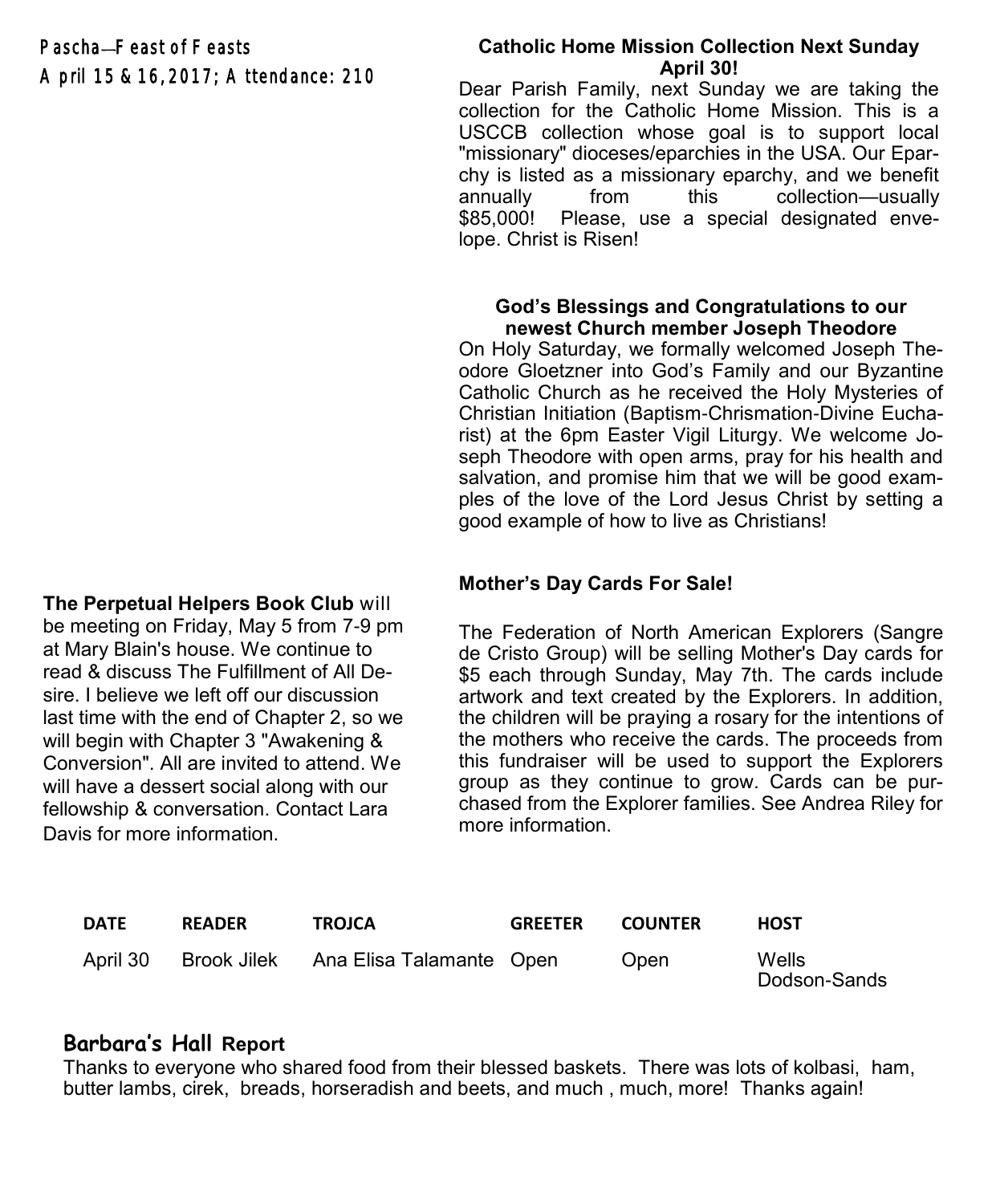Pascha—Feast of Feasts
April 15 & 16, 2017; Attendance: 210

**The Perpetual Helpers Book Club** will be meeting on Friday, May 5 from 7-9 pm at Mary Blain's house. We continue to read & discuss The Fulfillment of All Desire. I believe we left off our discussion last time with the end of Chapter 2, so we will begin with Chapter 3 "Awakening & Conversion". All are invited to attend. We will have a dessert social along with our fellowship & conversation. Contact Lara Davis for more information.

### Catholic Home Mission Collection Next Sunday April 30!

Dear Parish Family, next Sunday we are taking the collection for the Catholic Home Mission. This is a USCCB collection whose goal is to support local "missionary" dioceses/eparchies in the USA. Our Eparchy is listed as a missionary eparchy, and we benefit annually from this collection—usually $85,000! Please, use a special designated envelope. Christ is Risen!

### God's Blessings and Congratulations to our newest Church member Joseph Theodore

On Holy Saturday, we formally welcomed Joseph Theodore Gloetzner into God's Family and our Byzantine Catholic Church as he received the Holy Mysteries of Christian Initiation (Baptism-Chrismation-Divine Eucharist) at the 6pm Easter Vigil Liturgy. We welcome Joseph Theodore with open arms, pray for his health and salvation, and promise him that we will be good examples of the love of the Lord Jesus Christ by setting a good example of how to live as Christians!

### Mother's Day Cards For Sale!

The Federation of North American Explorers (Sangre de Cristo Group) will be selling Mother's Day cards for $5 each through Sunday, May 7th. The cards include artwork and text created by the Explorers. In addition, the children will be praying a rosary for the intentions of the mothers who receive the cards. The proceeds from this fundraiser will be used to support the Explorers group as they continue to grow. Cards can be purchased from the Explorer families. See Andrea Riley for more information.

| DATE | READER | TROJCA | GREETER | COUNTER | HOST |
|---|---|---|---|---|---|
| April 30 | Brook Jilek | Ana Elisa Talamante | Open | Open | Wells Dodson-Sands |

### Barbara's Hall Report

Thanks to everyone who shared food from their blessed baskets. There was lots of kolbasi, ham, butter lambs, cirek, breads, horseradish and beets, and much , much, more! Thanks again!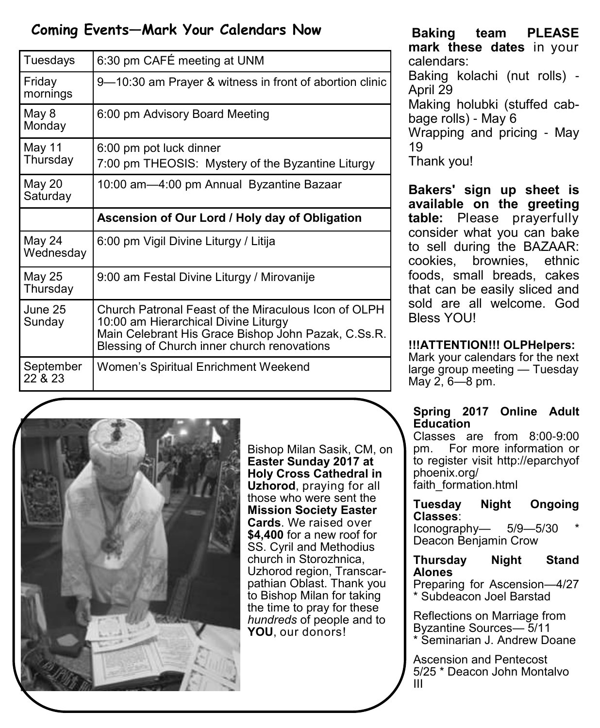## Coming Events—Mark Your Calendars Now

| | |
|---|---|
| Tuesdays | 6:30 pm CAFÉ meeting at UNM |
| Friday mornings | 9—10:30 am Prayer & witness in front of abortion clinic |
| May 8 Monday | 6:00 pm Advisory Board Meeting |
| May 11 Thursday | 6:00 pm pot luck dinner<br>7:00 pm THEOSIS: Mystery of the Byzantine Liturgy |
| May 20 Saturday | 10:00 am—4:00 pm Annual Byzantine Bazaar |
| | **Ascension of Our Lord / Holy day of Obligation** |
| May 24 Wednesday | 6:00 pm Vigil Divine Liturgy / Litija |
| May 25 Thursday | 9:00 am Festal Divine Liturgy / Mirovanije |
| June 25 Sunday | Church Patronal Feast of the Miraculous Icon of OLPH<br>10:00 am Hierarchical Divine Liturgy<br>Main Celebrant His Grace Bishop John Pazak, C.Ss.R.<br>Blessing of Church inner church renovations |
| September 22 & 23 | Women's Spiritual Enrichment Weekend |

Bishop Milan Sasik, CM, on **Easter Sunday 2017 at Holy Cross Cathedral in Uzhorod**, praying for all those who were sent the **Mission Society Easter Cards**. We raised over **$4,400** for a new roof for SS. Cyril and Methodius church in Storozhnica, Uzhorod region, Transcarpathian Oblast. Thank you to Bishop Milan for taking the time to pray for these *hundreds* of people and to **YOU**, our donors!

**Baking team PLEASE mark these dates** in your calendars:
Baking kolachi (nut rolls) - April 29
Making holubki (stuffed cabbage rolls) - May 6
Wrapping and pricing - May 19
Thank you!

**Bakers' sign up sheet is available on the greeting table:** Please prayerfully consider what you can bake to sell during the BAZAAR: cookies, brownies, ethnic foods, small breads, cakes that can be easily sliced and sold are all welcome. God Bless YOU!

**!!!ATTENTION!!! OLPHelpers:** Mark your calendars for the next large group meeting — Tuesday May 2, 6—8 pm.

**Spring 2017 Online Adult Education**
Classes are from 8:00-9:00 pm. For more information or to register visit http://eparchyofphoenix.org/faith_formation.html

**Tuesday Night Ongoing Classes**:
Iconography— 5/9—5/30 * Deacon Benjamin Crow

**Thursday Night Stand Alones**
Preparing for Ascension—4/27 * Subdeacon Joel Barstad

Reflections on Marriage from Byzantine Sources— 5/11 * Seminarian J. Andrew Doane

Ascension and Pentecost 5/25 * Deacon John Montalvo III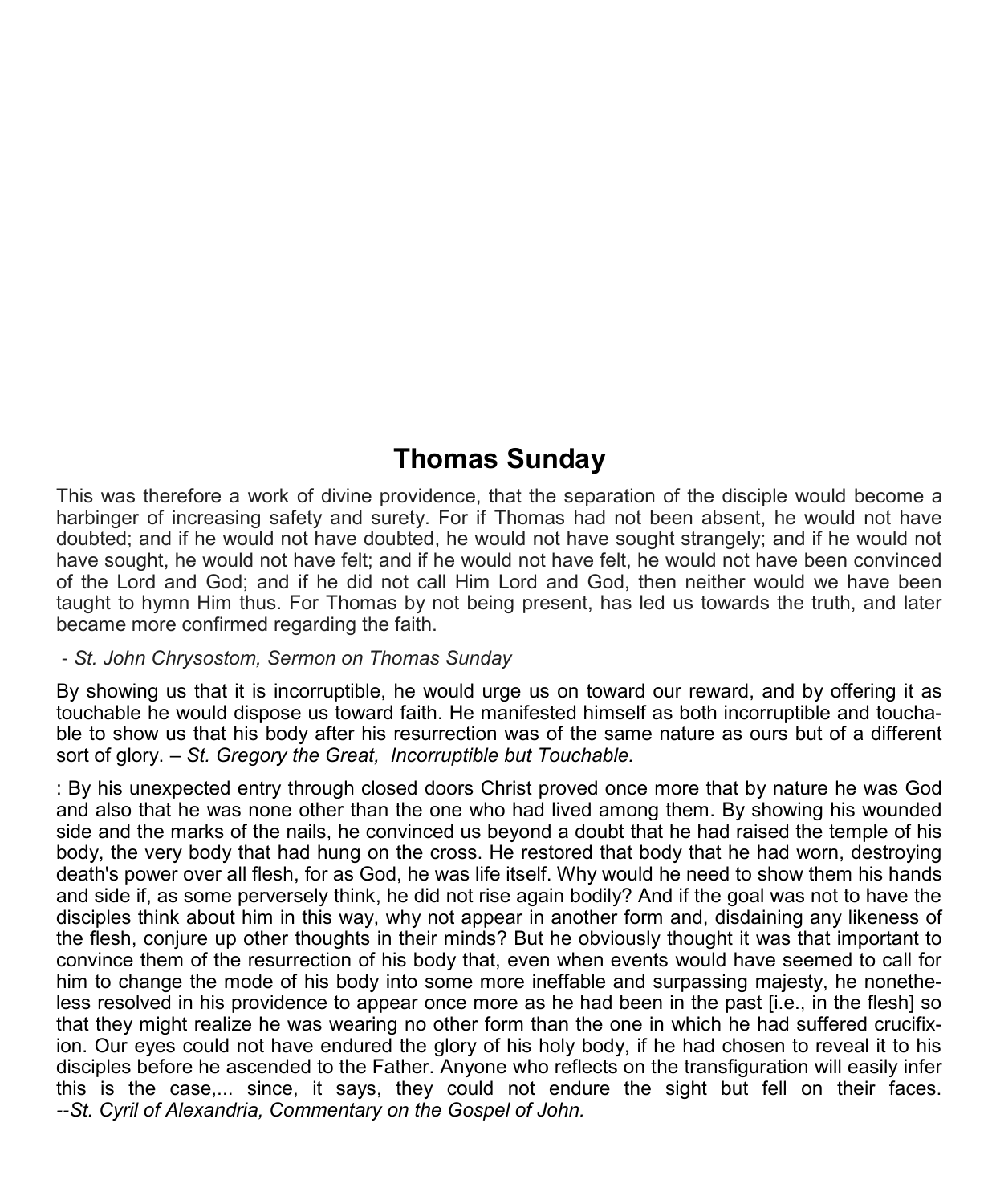## Thomas Sunday

This was therefore a work of divine providence, that the separation of the disciple would become a harbinger of increasing safety and surety. For if Thomas had not been absent, he would not have doubted; and if he would not have doubted, he would not have sought strangely; and if he would not have sought, he would not have felt; and if he would not have felt, he would not have been convinced of the Lord and God; and if he did not call Him Lord and God, then neither would we have been taught to hymn Him thus. For Thomas by not being present, has led us towards the truth, and later became more confirmed regarding the faith.

- *St. John Chrysostom, Sermon on Thomas Sunday*

By showing us that it is incorruptible, he would urge us on toward our reward, and by offering it as touchable he would dispose us toward faith. He manifested himself as both incorruptible and touchable to show us that his body after his resurrection was of the same nature as ours but of a different sort of glory. – *St. Gregory the Great, Incorruptible but Touchable.*

: By his unexpected entry through closed doors Christ proved once more that by nature he was God and also that he was none other than the one who had lived among them. By showing his wounded side and the marks of the nails, he convinced us beyond a doubt that he had raised the temple of his body, the very body that had hung on the cross. He restored that body that he had worn, destroying death's power over all flesh, for as God, he was life itself. Why would he need to show them his hands and side if, as some perversely think, he did not rise again bodily? And if the goal was not to have the disciples think about him in this way, why not appear in another form and, disdaining any likeness of the flesh, conjure up other thoughts in their minds? But he obviously thought it was that important to convince them of the resurrection of his body that, even when events would have seemed to call for him to change the mode of his body into some more ineffable and surpassing majesty, he nonetheless resolved in his providence to appear once more as he had been in the past [i.e., in the flesh] so that they might realize he was wearing no other form than the one in which he had suffered crucifixion. Our eyes could not have endured the glory of his holy body, if he had chosen to reveal it to his disciples before he ascended to the Father. Anyone who reflects on the transfiguration will easily infer this is the case,... since, it says, they could not endure the sight but fell on their faces. --*St. Cyril of Alexandria, Commentary on the Gospel of John.*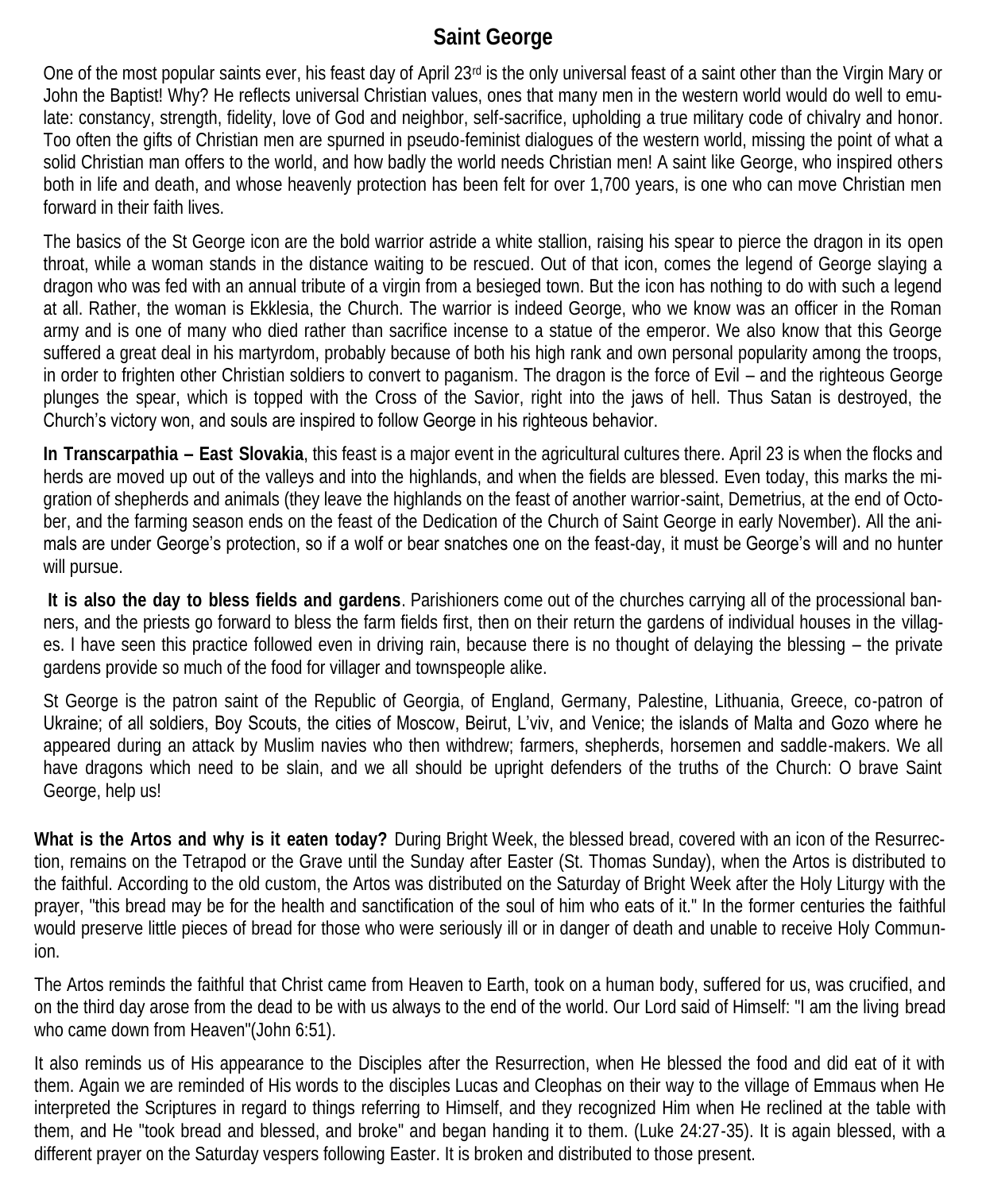## Saint George

One of the most popular saints ever, his feast day of April 23rd is the only universal feast of a saint other than the Virgin Mary or John the Baptist! Why? He reflects universal Christian values, ones that many men in the western world would do well to emulate: constancy, strength, fidelity, love of God and neighbor, self-sacrifice, upholding a true military code of chivalry and honor. Too often the gifts of Christian men are spurned in pseudo-feminist dialogues of the western world, missing the point of what a solid Christian man offers to the world, and how badly the world needs Christian men! A saint like George, who inspired others both in life and death, and whose heavenly protection has been felt for over 1,700 years, is one who can move Christian men forward in their faith lives.

The basics of the St George icon are the bold warrior astride a white stallion, raising his spear to pierce the dragon in its open throat, while a woman stands in the distance waiting to be rescued. Out of that icon, comes the legend of George slaying a dragon who was fed with an annual tribute of a virgin from a besieged town. But the icon has nothing to do with such a legend at all. Rather, the woman is Ekklesia, the Church. The warrior is indeed George, who we know was an officer in the Roman army and is one of many who died rather than sacrifice incense to a statue of the emperor. We also know that this George suffered a great deal in his martyrdom, probably because of both his high rank and own personal popularity among the troops, in order to frighten other Christian soldiers to convert to paganism. The dragon is the force of Evil – and the righteous George plunges the spear, which is topped with the Cross of the Savior, right into the jaws of hell. Thus Satan is destroyed, the Church's victory won, and souls are inspired to follow George in his righteous behavior.

**In Transcarpathia – East Slovakia**, this feast is a major event in the agricultural cultures there. April 23 is when the flocks and herds are moved up out of the valleys and into the highlands, and when the fields are blessed. Even today, this marks the migration of shepherds and animals (they leave the highlands on the feast of another warrior-saint, Demetrius, at the end of October, and the farming season ends on the feast of the Dedication of the Church of Saint George in early November). All the animals are under George's protection, so if a wolf or bear snatches one on the feast-day, it must be George's will and no hunter will pursue.

**It is also the day to bless fields and gardens**. Parishioners come out of the churches carrying all of the processional banners, and the priests go forward to bless the farm fields first, then on their return the gardens of individual houses in the villages. I have seen this practice followed even in driving rain, because there is no thought of delaying the blessing – the private gardens provide so much of the food for villager and townspeople alike.

St George is the patron saint of the Republic of Georgia, of England, Germany, Palestine, Lithuania, Greece, co-patron of Ukraine; of all soldiers, Boy Scouts, the cities of Moscow, Beirut, L'viv, and Venice; the islands of Malta and Gozo where he appeared during an attack by Muslim navies who then withdrew; farmers, shepherds, horsemen and saddle-makers. We all have dragons which need to be slain, and we all should be upright defenders of the truths of the Church: O brave Saint George, help us!

**What is the Artos and why is it eaten today?** During Bright Week, the blessed bread, covered with an icon of the Resurrection, remains on the Tetrapod or the Grave until the Sunday after Easter (St. Thomas Sunday), when the Artos is distributed to the faithful. According to the old custom, the Artos was distributed on the Saturday of Bright Week after the Holy Liturgy with the prayer, "this bread may be for the health and sanctification of the soul of him who eats of it." In the former centuries the faithful would preserve little pieces of bread for those who were seriously ill or in danger of death and unable to receive Holy Communion.

The Artos reminds the faithful that Christ came from Heaven to Earth, took on a human body, suffered for us, was crucified, and on the third day arose from the dead to be with us always to the end of the world. Our Lord said of Himself: "I am the living bread who came down from Heaven"(John 6:51).

It also reminds us of His appearance to the Disciples after the Resurrection, when He blessed the food and did eat of it with them. Again we are reminded of His words to the disciples Lucas and Cleophas on their way to the village of Emmaus when He interpreted the Scriptures in regard to things referring to Himself, and they recognized Him when He reclined at the table with them, and He "took bread and blessed, and broke" and began handing it to them. (Luke 24:27-35). It is again blessed, with a different prayer on the Saturday vespers following Easter. It is broken and distributed to those present.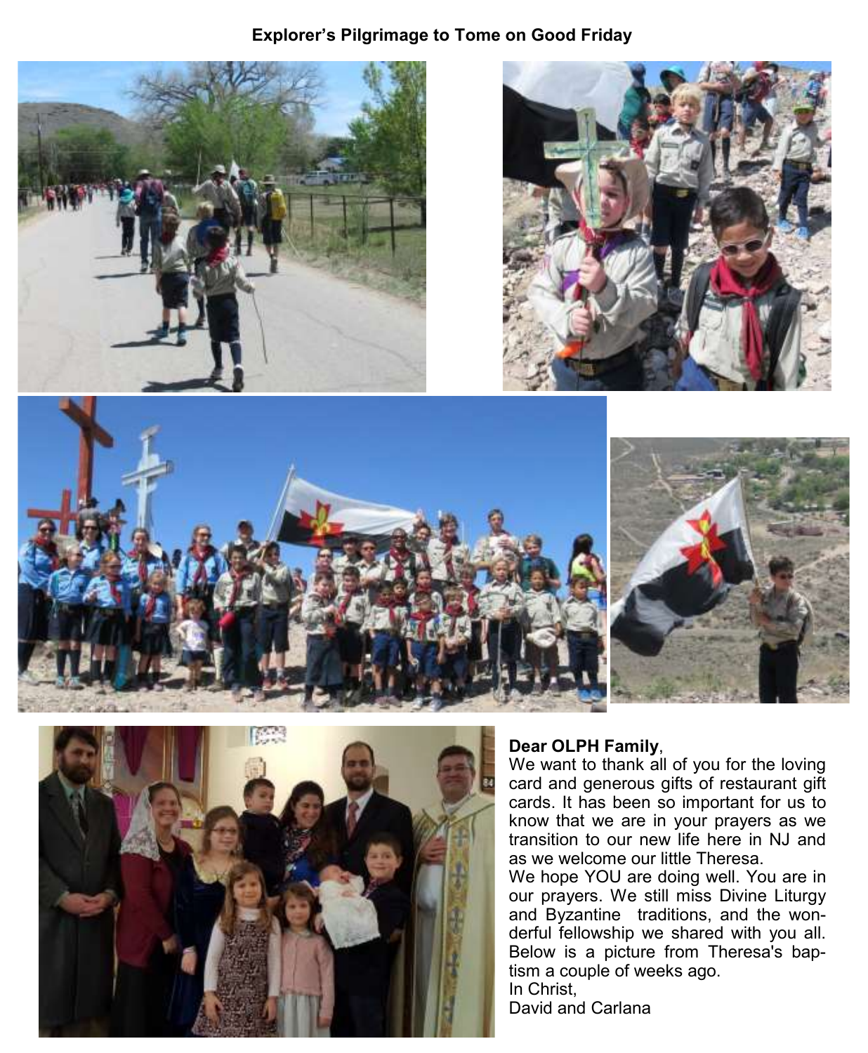**Explorer's Pilgrimage to Tome on Good Friday**

**Dear OLPH Family**,
We want to thank all of you for the loving card and generous gifts of restaurant gift cards. It has been so important for us to know that we are in your prayers as we transition to our new life here in NJ and as we welcome our little Theresa.
We hope YOU are doing well. You are in our prayers. We still miss Divine Liturgy and Byzantine traditions, and the wonderful fellowship we shared with you all. Below is a picture from Theresa's baptism a couple of weeks ago.
In Christ,
David and Carlana